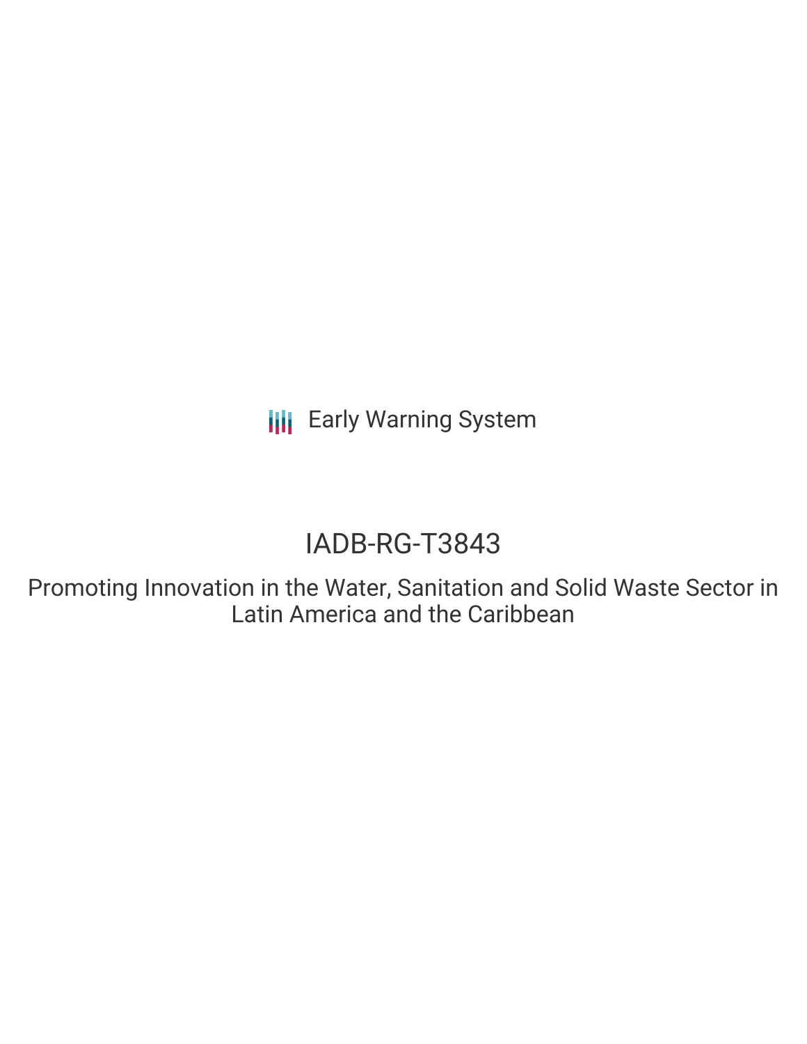Early Warning System

# IADB-RG-T3843

## Promoting Innovation in the Water, Sanitation and Solid Waste Sector in Latin America and the Caribbean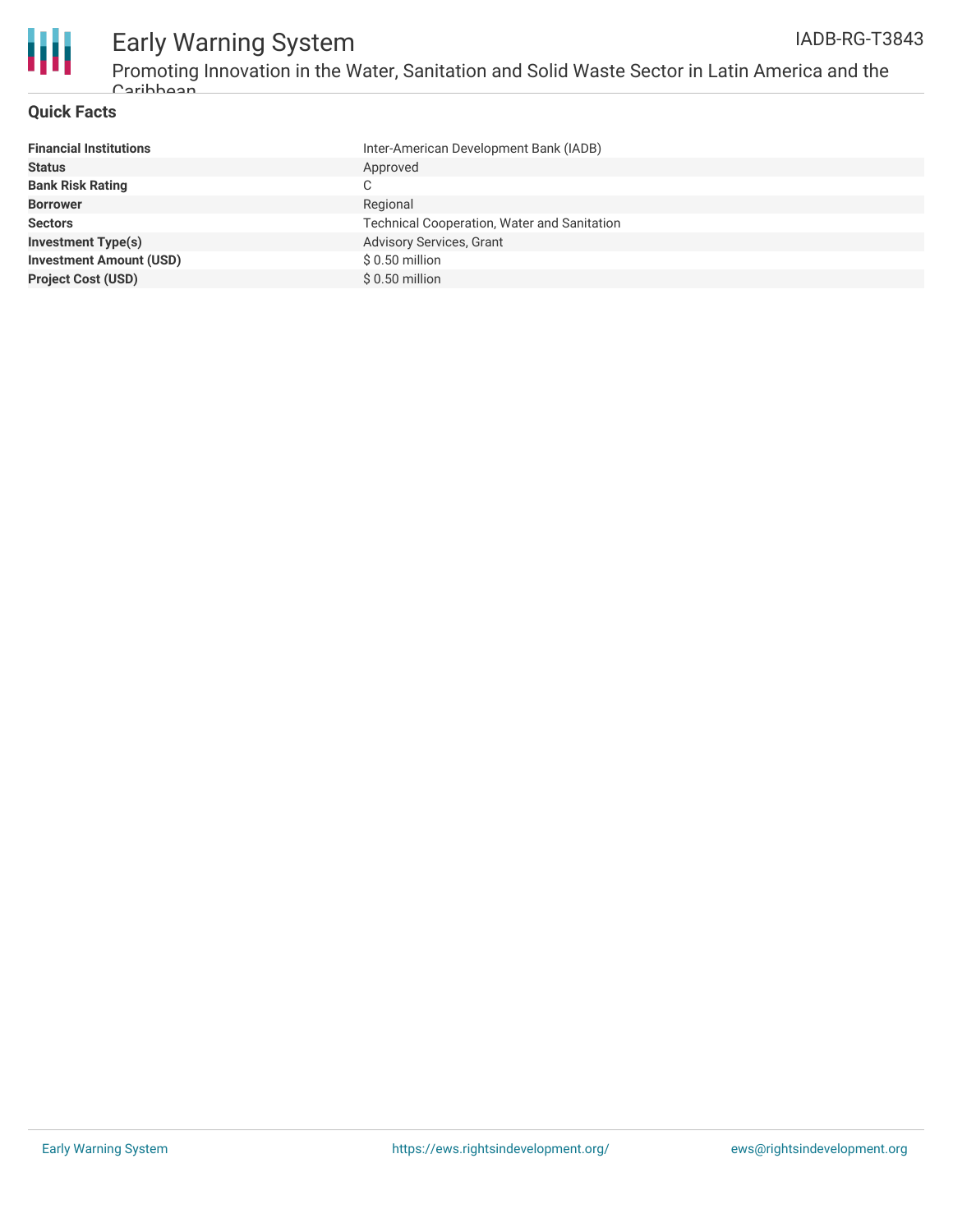## Quick Facts

| | |
|---|---|
| **Financial Institutions** | Inter-American Development Bank (IADB) |
| **Status** | Approved |
| **Bank Risk Rating** | C |
| **Borrower** | Regional |
| **Sectors** | Technical Cooperation, Water and Sanitation |
| **Investment Type(s)** | Advisory Services, Grant |
| **Investment Amount (USD)** | $ 0.50 million |
| **Project Cost (USD)** | $ 0.50 million |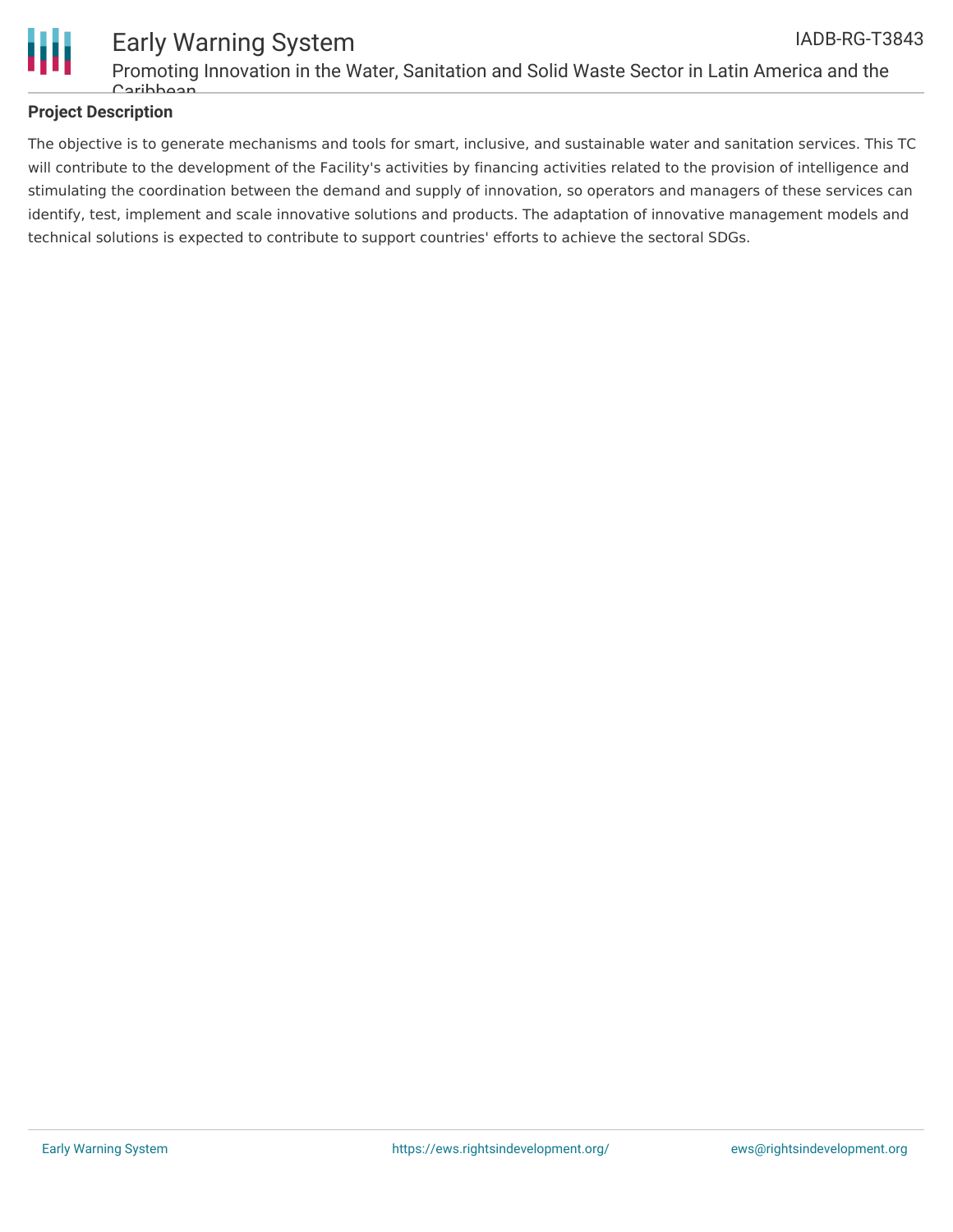## Project Description

The objective is to generate mechanisms and tools for smart, inclusive, and sustainable water and sanitation services. This TC will contribute to the development of the Facility's activities by financing activities related to the provision of intelligence and stimulating the coordination between the demand and supply of innovation, so operators and managers of these services can identify, test, implement and scale innovative solutions and products. The adaptation of innovative management models and technical solutions is expected to contribute to support countries' efforts to achieve the sectoral SDGs.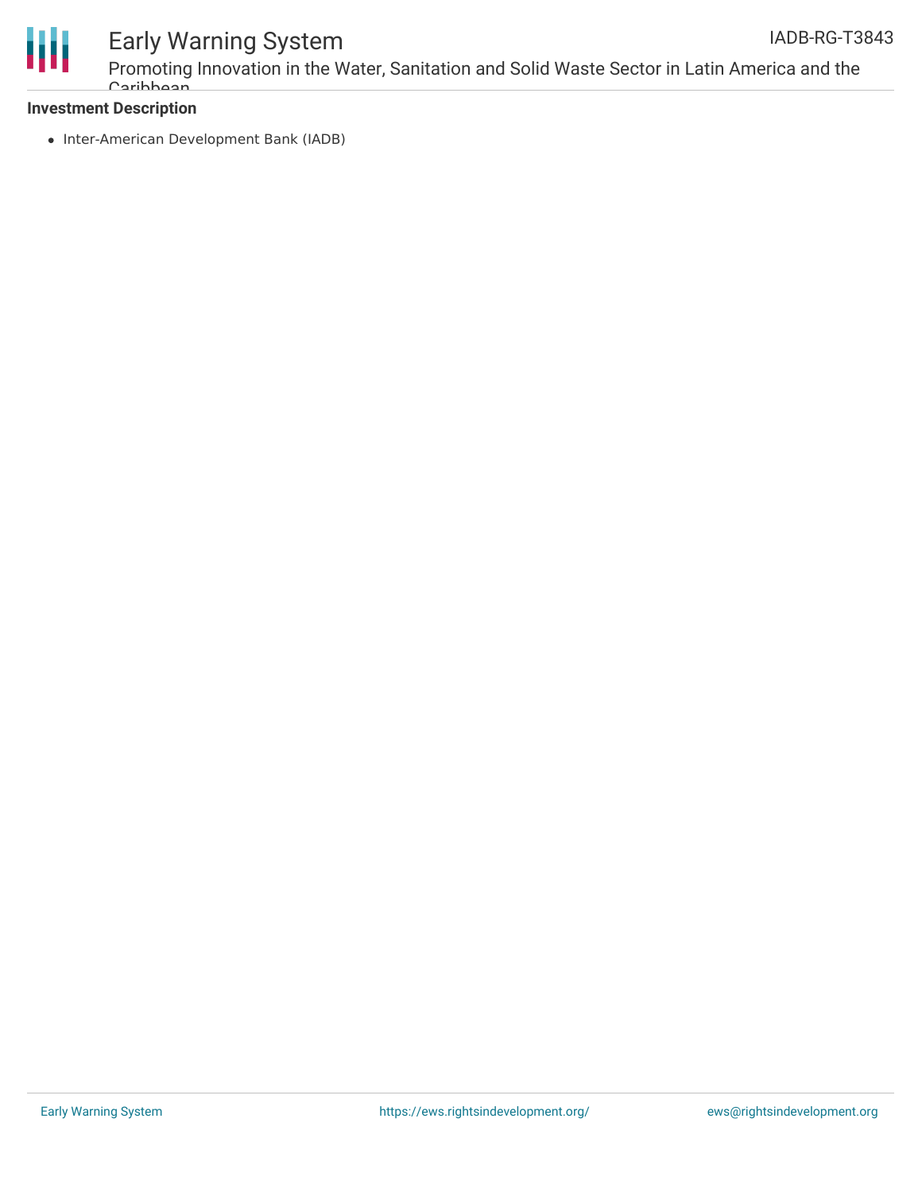**Investment Description**

- Inter-American Development Bank (IADB)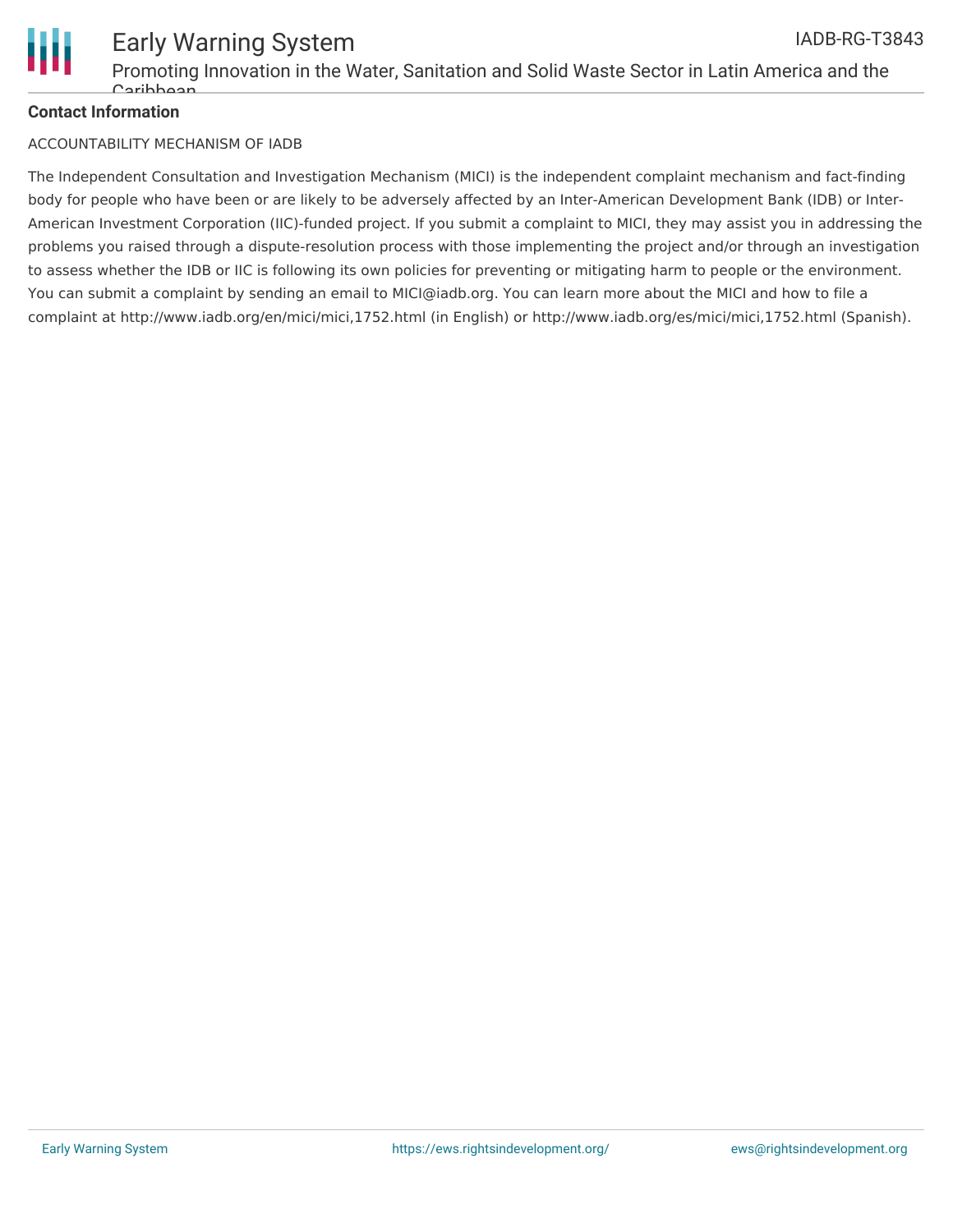**Contact Information**

ACCOUNTABILITY MECHANISM OF IADB

The Independent Consultation and Investigation Mechanism (MICI) is the independent complaint mechanism and fact-finding body for people who have been or are likely to be adversely affected by an Inter-American Development Bank (IDB) or Inter-American Investment Corporation (IIC)-funded project. If you submit a complaint to MICI, they may assist you in addressing the problems you raised through a dispute-resolution process with those implementing the project and/or through an investigation to assess whether the IDB or IIC is following its own policies for preventing or mitigating harm to people or the environment. You can submit a complaint by sending an email to MICI@iadb.org. You can learn more about the MICI and how to file a complaint at http://www.iadb.org/en/mici/mici,1752.html (in English) or http://www.iadb.org/es/mici/mici,1752.html (Spanish).